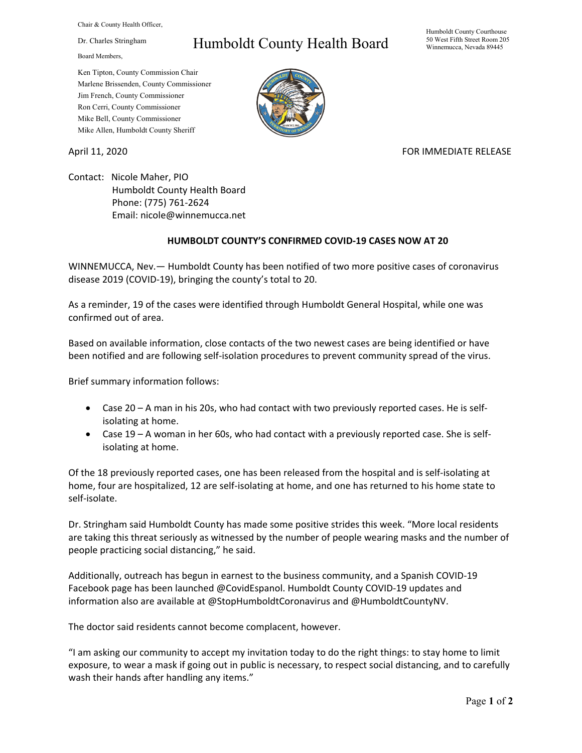Chair & County Health Officer,

Dr. Charles Stringham

Board Members,

Ken Tipton, County Commission Chair
Marlene Brissenden, County Commissioner
Jim French, County Commissioner
Ron Cerri, County Commissioner
Mike Bell, County Commissioner
Mike Allen, Humboldt County Sheriff

# Humboldt County Health Board

Humboldt County Courthouse
50 West Fifth Street Room 205
Winnemucca, Nevada 89445

April 11, 2020

FOR IMMEDIATE RELEASE

Contact: Nicole Maher, PIO
Humboldt County Health Board
Phone: (775) 761-2624
Email: nicole@winnemucca.net

**HUMBOLDT COUNTY'S CONFIRMED COVID-19 CASES NOW AT 20**

WINNEMUCCA, Nev.— Humboldt County has been notified of two more positive cases of coronavirus disease 2019 (COVID-19), bringing the county's total to 20.

As a reminder, 19 of the cases were identified through Humboldt General Hospital, while one was confirmed out of area.

Based on available information, close contacts of the two newest cases are being identified or have been notified and are following self-isolation procedures to prevent community spread of the virus.

Brief summary information follows:

- Case 20 – A man in his 20s, who had contact with two previously reported cases. He is self-isolating at home.
- Case 19 – A woman in her 60s, who had contact with a previously reported case. She is self-isolating at home.

Of the 18 previously reported cases, one has been released from the hospital and is self-isolating at home, four are hospitalized, 12 are self-isolating at home, and one has returned to his home state to self-isolate.

Dr. Stringham said Humboldt County has made some positive strides this week. "More local residents are taking this threat seriously as witnessed by the number of people wearing masks and the number of people practicing social distancing," he said.

Additionally, outreach has begun in earnest to the business community, and a Spanish COVID-19 Facebook page has been launched @CovidEspanol. Humboldt County COVID-19 updates and information also are available at @StopHumboldtCoronavirus and @HumboldtCountyNV.

The doctor said residents cannot become complacent, however.

"I am asking our community to accept my invitation today to do the right things: to stay home to limit exposure, to wear a mask if going out in public is necessary, to respect social distancing, and to carefully wash their hands after handling any items."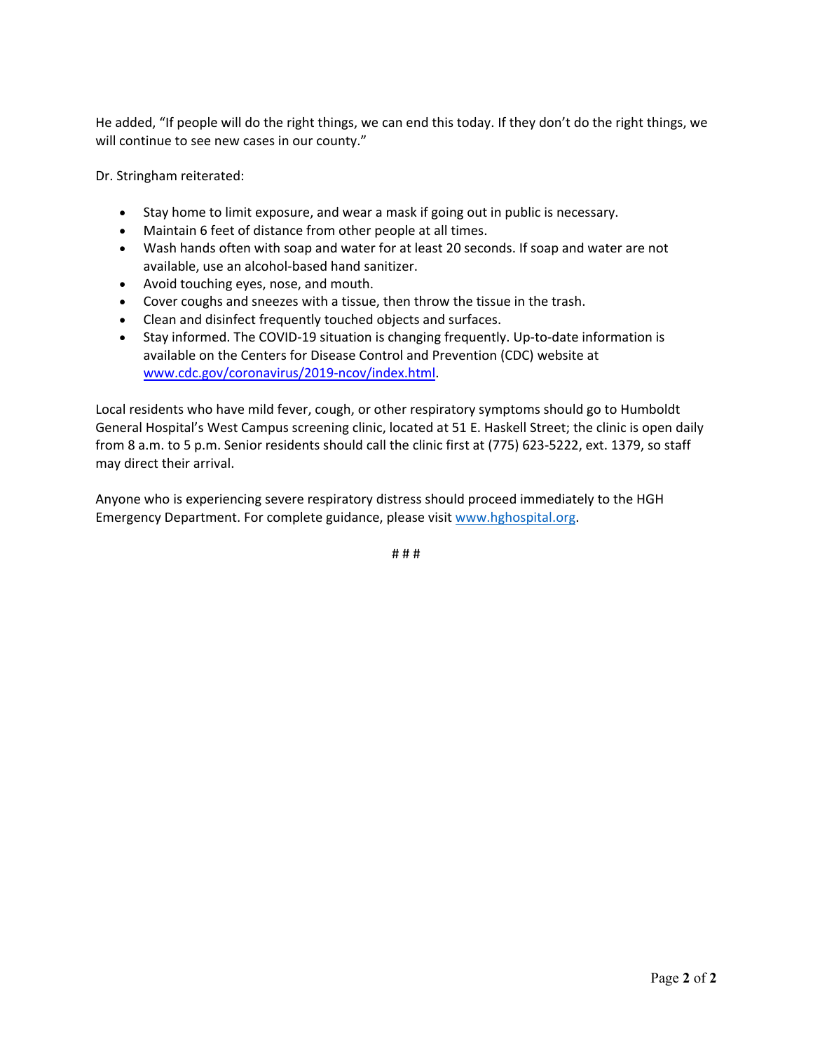He added, "If people will do the right things, we can end this today. If they don't do the right things, we will continue to see new cases in our county."

Dr. Stringham reiterated:

- Stay home to limit exposure, and wear a mask if going out in public is necessary.
- Maintain 6 feet of distance from other people at all times.
- Wash hands often with soap and water for at least 20 seconds. If soap and water are not available, use an alcohol-based hand sanitizer.
- Avoid touching eyes, nose, and mouth.
- Cover coughs and sneezes with a tissue, then throw the tissue in the trash.
- Clean and disinfect frequently touched objects and surfaces.
- Stay informed. The COVID-19 situation is changing frequently. Up-to-date information is available on the Centers for Disease Control and Prevention (CDC) website at [www.cdc.gov/coronavirus/2019-ncov/index.html](www.cdc.gov/coronavirus/2019-ncov/index.html).

Local residents who have mild fever, cough, or other respiratory symptoms should go to Humboldt General Hospital's West Campus screening clinic, located at 51 E. Haskell Street; the clinic is open daily from 8 a.m. to 5 p.m. Senior residents should call the clinic first at (775) 623-5222, ext. 1379, so staff may direct their arrival.

Anyone who is experiencing severe respiratory distress should proceed immediately to the HGH Emergency Department. For complete guidance, please visit [www.hghospital.org](www.hghospital.org).

# # #